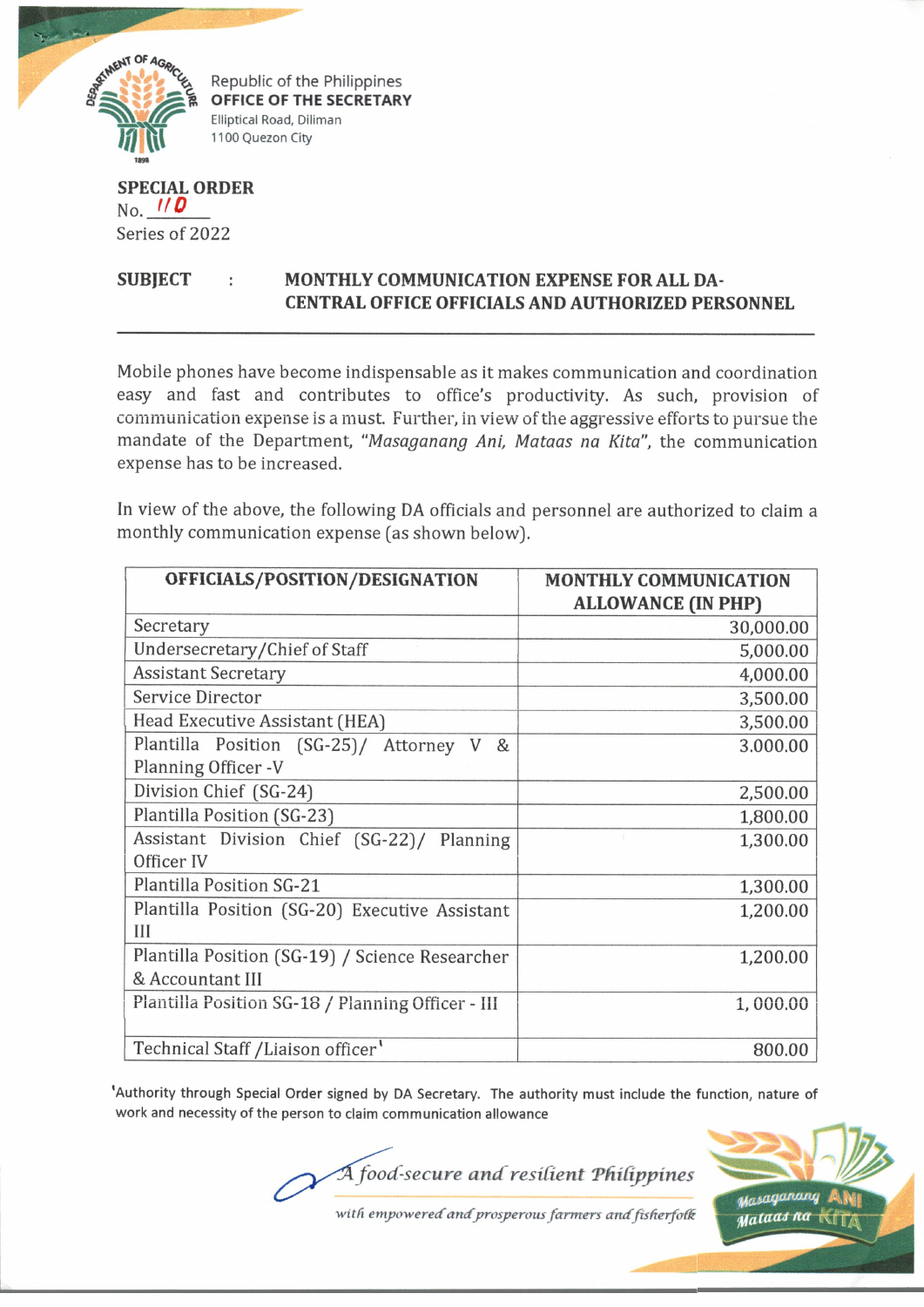Republic of the Philippines
**OFFICE OF THE SECRETARY**
Elliptical Road, Diliman
1100 Quezon City

**SPECIAL ORDER**
No. 110
Series of 2022

**SUBJECT : MONTHLY COMMUNICATION EXPENSE FOR ALL DA-CENTRAL OFFICE OFFICIALS AND AUTHORIZED PERSONNEL**

---

Mobile phones have become indispensable as it makes communication and coordination easy and fast and contributes to office's productivity. As such, provision of communication expense is a must. Further, in view of the aggressive efforts to pursue the mandate of the Department, *"Masaganang Ani, Mataas na Kita"*, the communication expense has to be increased.

In view of the above, the following DA officials and personnel are authorized to claim a monthly communication expense (as shown below).

| OFFICIALS/POSITION/DESIGNATION | MONTHLY COMMUNICATION ALLOWANCE (IN PHP) |
|---|---|
| Secretary | 30,000.00 |
| Undersecretary/Chief of Staff | 5,000.00 |
| Assistant Secretary | 4,000.00 |
| Service Director | 3,500.00 |
| Head Executive Assistant (HEA) | 3,500.00 |
| Plantilla Position (SG-25)/ Attorney V & Planning Officer -V | 3.000.00 |
| Division Chief (SG-24) | 2,500.00 |
| Plantilla Position (SG-23) | 1,800.00 |
| Assistant Division Chief (SG-22)/ Planning Officer IV | 1,300.00 |
| Plantilla Position SG-21 | 1,300.00 |
| Plantilla Position (SG-20) Executive Assistant III | 1,200.00 |
| Plantilla Position (SG-19) / Science Researcher & Accountant III | 1,200.00 |
| Plantilla Position SG-18 / Planning Officer - III | 1, 000.00 |
| Technical Staff /Liaison officer[1] | 800.00 |

[1]Authority through Special Order signed by DA Secretary. The authority must include the function, nature of work and necessity of the person to claim communication allowance

*A food-secure and resilient Philippines*
*with empowered and prosperous farmers and fisherfolk*

Masaganang ANI Mataas na KITA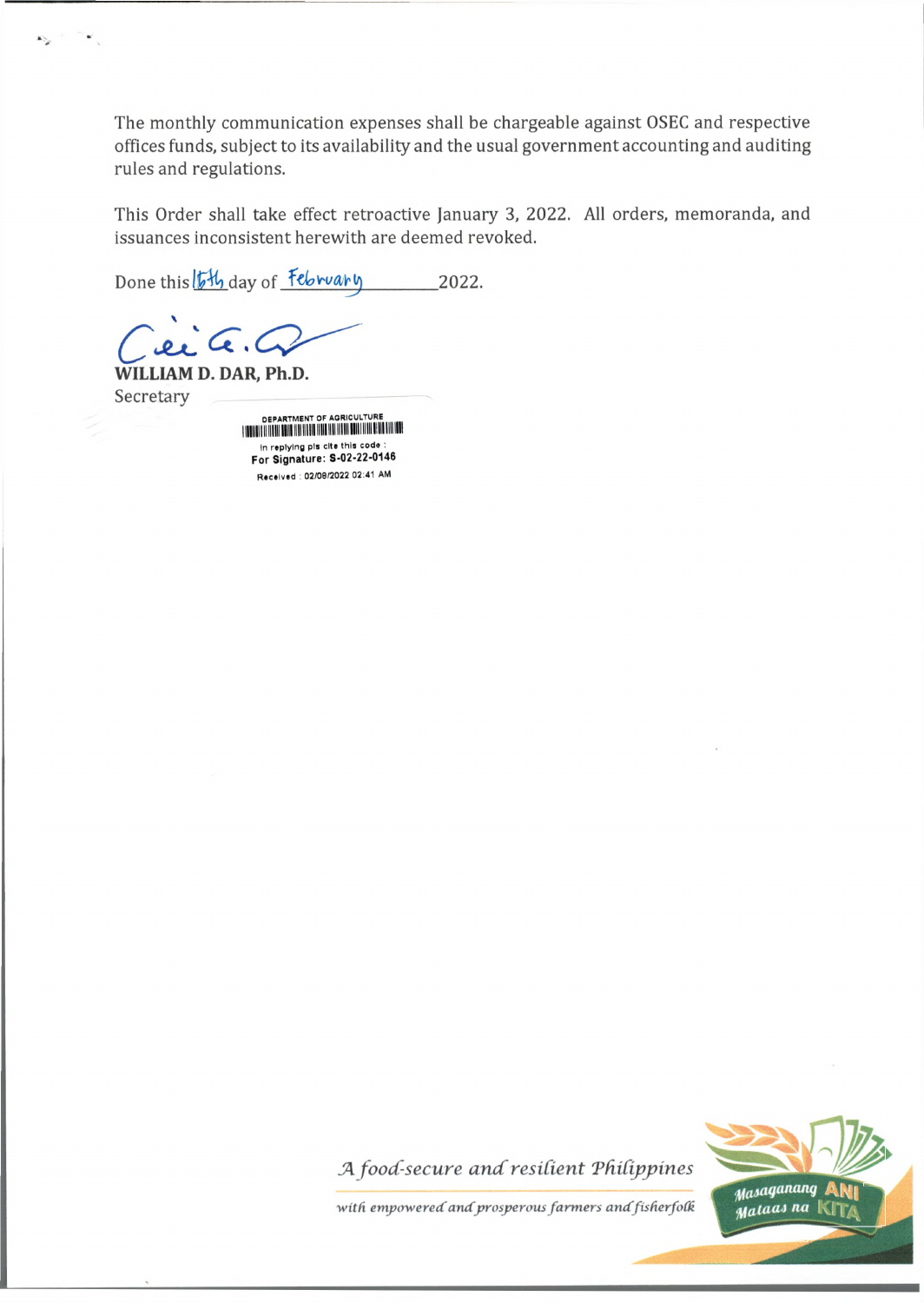The monthly communication expenses shall be chargeable against OSEC and respective offices funds, subject to its availability and the usual government accounting and auditing rules and regulations.

This Order shall take effect retroactive January 3, 2022. All orders, memoranda, and issuances inconsistent herewith are deemed revoked.

Done this 16th day of February 2022.

**WILLIAM D. DAR, Ph.D.**
Secretary

DEPARTMENT OF AGRICULTURE
In replying pls cite this code :
For Signature: S-02-22-0146
Received : 02/08/2022 02:41 AM

*A food-secure and resilient Philippines*

*with empowered and prosperous farmers and fisherfolk*

Masaganang ANI Mataas na KITA